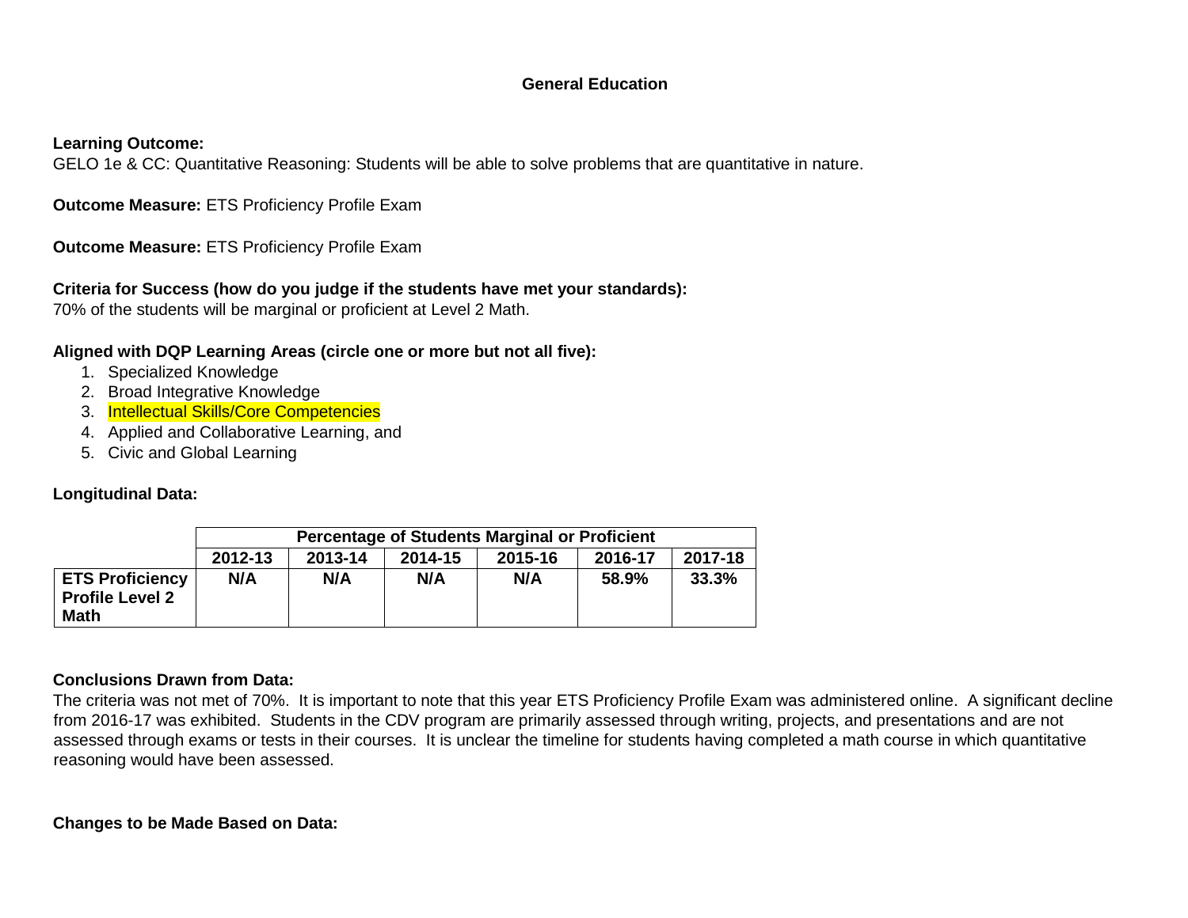# General Education

**Learning Outcome:**
GELO 1e & CC: Quantitative Reasoning: Students will be able to solve problems that are quantitative in nature.

**Outcome Measure:** ETS Proficiency Profile Exam

**Outcome Measure:** ETS Proficiency Profile Exam

**Criteria for Success (how do you judge if the students have met your standards):**
70% of the students will be marginal or proficient at Level 2 Math.

**Aligned with DQP Learning Areas (circle one or more but not all five):**

1. Specialized Knowledge
2. Broad Integrative Knowledge
3. Intellectual Skills/Core Competencies
4. Applied and Collaborative Learning, and
5. Civic and Global Learning

**Longitudinal Data:**

| | Percentage of Students Marginal or Proficient | | | | | |
|---|---|---|---|---|---|---|
| | **2012-13** | **2013-14** | **2014-15** | **2015-16** | **2016-17** | **2017-18** |
| **ETS Proficiency Profile Level 2 Math** | **N/A** | **N/A** | **N/A** | **N/A** | **58.9%** | **33.3%** |

**Conclusions Drawn from Data:**
The criteria was not met of 70%. It is important to note that this year ETS Proficiency Profile Exam was administered online. A significant decline from 2016-17 was exhibited. Students in the CDV program are primarily assessed through writing, projects, and presentations and are not assessed through exams or tests in their courses. It is unclear the timeline for students having completed a math course in which quantitative reasoning would have been assessed.

**Changes to be Made Based on Data:**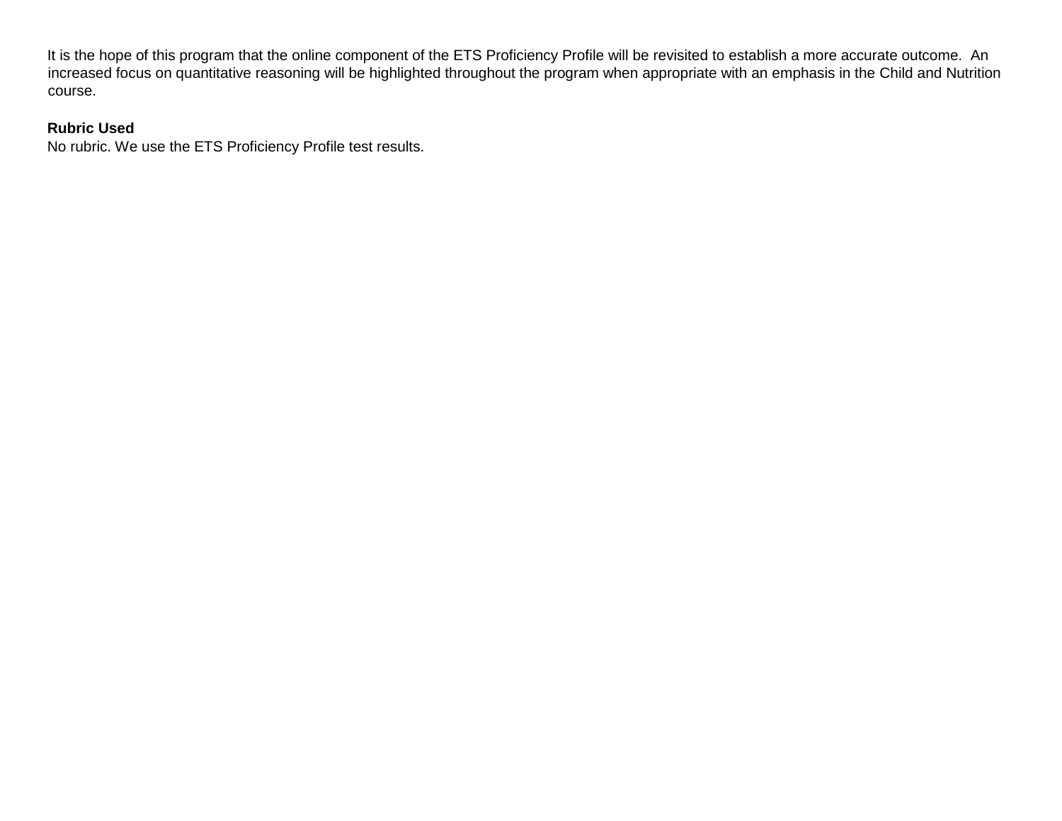It is the hope of this program that the online component of the ETS Proficiency Profile will be revisited to establish a more accurate outcome. An increased focus on quantitative reasoning will be highlighted throughout the program when appropriate with an emphasis in the Child and Nutrition course.

**Rubric Used**

No rubric. We use the ETS Proficiency Profile test results.